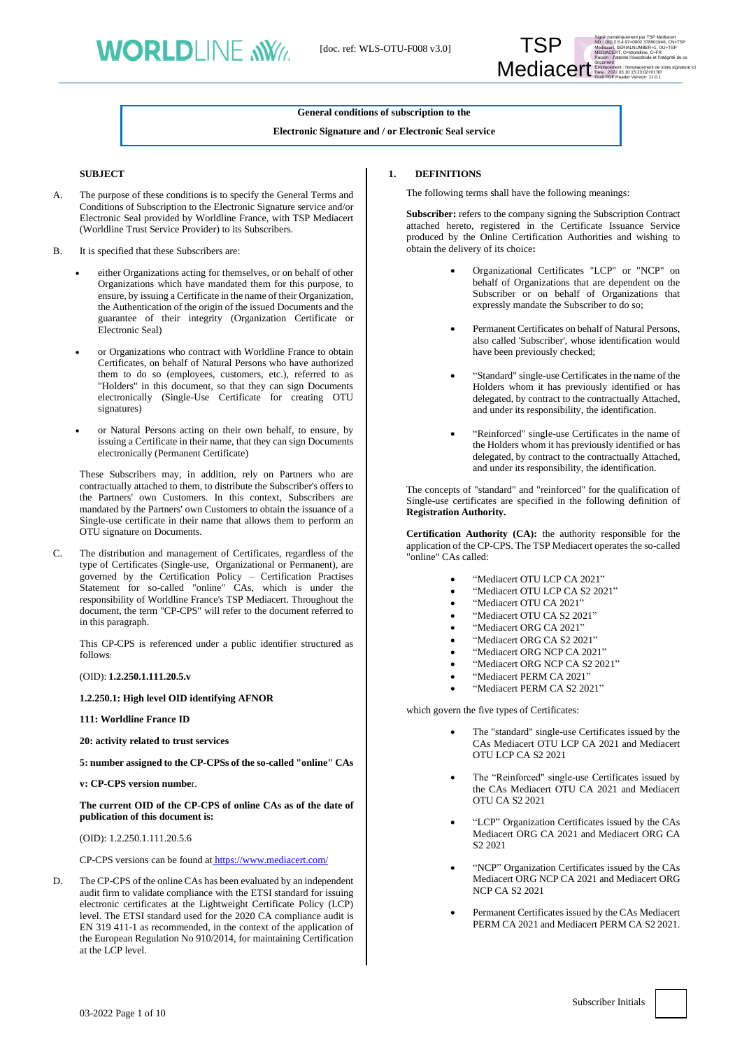**General conditions of subscription to the**

**Electronic Signature and / or Electronic Seal service**

## SUBJECT

A. The purpose of these conditions is to specify the General Terms and Conditions of Subscription to the Electronic Signature service and/or Electronic Seal provided by Worldline France, with TSP Mediacert (Worldline Trust Service Provider) to its Subscribers.

B. It is specified that these Subscribers are:

- either Organizations acting for themselves, or on behalf of other Organizations which have mandated them for this purpose, to ensure, by issuing a Certificate in the name of their Organization, the Authentication of the origin of the issued Documents and the guarantee of their integrity (Organization Certificate or Electronic Seal)
- or Organizations who contract with Worldline France to obtain Certificates, on behalf of Natural Persons who have authorized them to do so (employees, customers, etc.), referred to as "Holders" in this document, so that they can sign Documents electronically (Single-Use Certificate for creating OTU signatures)
- or Natural Persons acting on their own behalf, to ensure, by issuing a Certificate in their name, that they can sign Documents electronically (Permanent Certificate)

These Subscribers may, in addition, rely on Partners who are contractually attached to them, to distribute the Subscriber's offers to the Partners' own Customers. In this context, Subscribers are mandated by the Partners' own Customers to obtain the issuance of a Single-use certificate in their name that allows them to perform an OTU signature on Documents.

C. The distribution and management of Certificates, regardless of the type of Certificates (Single-use, Organizational or Permanent), are governed by the Certification Policy – Certification Practises Statement for so-called "online" CAs, which is under the responsibility of Worldline France's TSP Mediacert. Throughout the document, the term "CP-CPS" will refer to the document referred to in this paragraph.

This CP-CPS is referenced under a public identifier structured as follows:

(OID): **1.2.250.1.111.20.5.v**

**1.2.250.1: High level OID identifying AFNOR**

**111: Worldline France ID**

**20: activity related to trust services**

**5: number assigned to the CP-CPSs of the so-called "online" CAs**

**v: CP-CPS version numbe**r.

**The current OID of the CP-CPS of online CAs as of the date of publication of this document is:**

(OID): 1.2.250.1.111.20.5.6

CP-CPS versions can be found at https://www.mediacert.com/

D. The CP-CPS of the online CAs has been evaluated by an independent audit firm to validate compliance with the ETSI standard for issuing electronic certificates at the Lightweight Certificate Policy (LCP) level. The ETSI standard used for the 2020 CA compliance audit is EN 319 411-1 as recommended, in the context of the application of the European Regulation No 910/2014, for maintaining Certification at the LCP level.

## 1. DEFINITIONS

The following terms shall have the following meanings:

**Subscriber:** refers to the company signing the Subscription Contract attached hereto, registered in the Certificate Issuance Service produced by the Online Certification Authorities and wishing to obtain the delivery of its choice**:**

- Organizational Certificates "LCP" or "NCP" on behalf of Organizations that are dependent on the Subscriber or on behalf of Organizations that expressly mandate the Subscriber to do so;
- Permanent Certificates on behalf of Natural Persons, also called 'Subscriber', whose identification would have been previously checked;
- "Standard" single-use Certificates in the name of the Holders whom it has previously identified or has delegated, by contract to the contractually Attached, and under its responsibility, the identification.
- "Reinforced" single-use Certificates in the name of the Holders whom it has previously identified or has delegated, by contract to the contractually Attached, and under its responsibility, the identification.

The concepts of "standard" and "reinforced" for the qualification of Single-use certificates are specified in the following definition of **Registration Authority.**

**Certification Authority (CA):** the authority responsible for the application of the CP-CPS. The TSP Mediacert operates the so-called "online" CAs called:

- "Mediacert OTU LCP CA 2021"
- "Mediacert OTU LCP CA S2 2021"
- "Mediacert OTU CA 2021"
- "Mediacert OTU CA S2 2021"
- "Mediacert ORG CA 2021"
- "Mediacert ORG CA S2 2021"
- "Mediacert ORG NCP CA 2021"
- "Mediacert ORG NCP CA S2 2021"
- "Mediacert PERM CA 2021"
- "Mediacert PERM CA S2 2021"

which govern the five types of Certificates:

- The "standard" single-use Certificates issued by the CAs Mediacert OTU LCP CA 2021 and Mediacert OTU LCP CA S2 2021
- The "Reinforced" single-use Certificates issued by the CAs Mediacert OTU CA 2021 and Mediacert OTU CA S2 2021
- "LCP" Organization Certificates issued by the CAs Mediacert ORG CA 2021 and Mediacert ORG CA S2 2021
- "NCP" Organization Certificates issued by the CAs Mediacert ORG NCP CA 2021 and Mediacert ORG NCP CA S2 2021
- Permanent Certificates issued by the CAs Mediacert PERM CA 2021 and Mediacert PERM CA S2 2021.

Subscriber Initials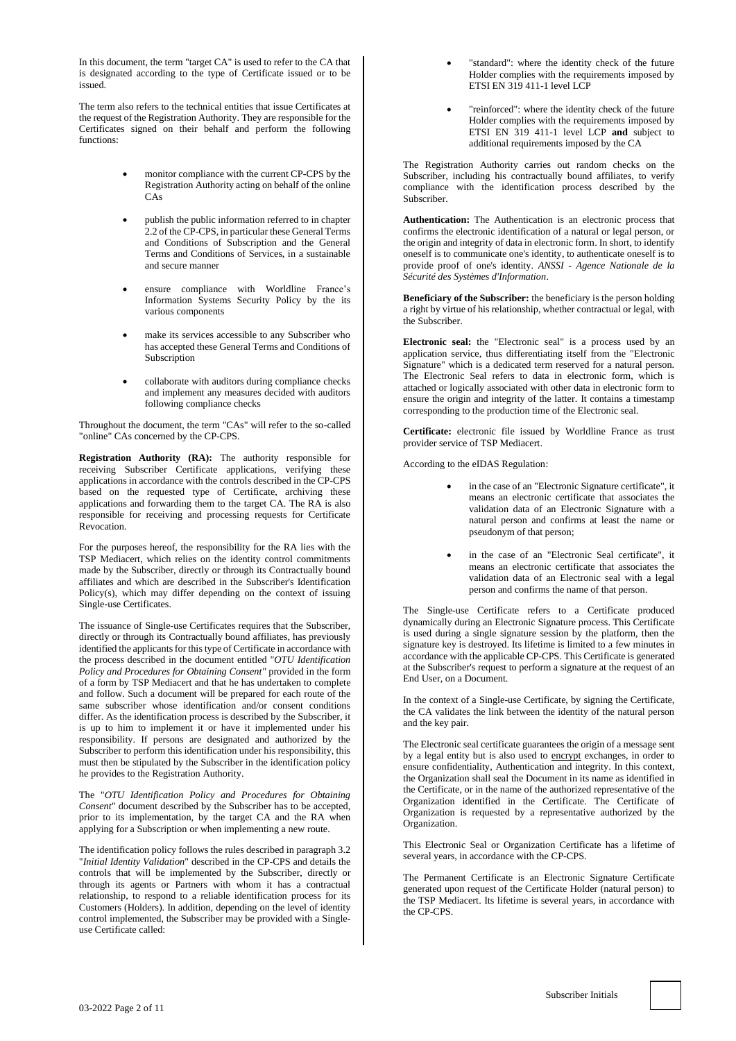In this document, the term "target CA" is used to refer to the CA that is designated according to the type of Certificate issued or to be issued.

The term also refers to the technical entities that issue Certificates at the request of the Registration Authority. They are responsible for the Certificates signed on their behalf and perform the following functions:

- monitor compliance with the current CP-CPS by the Registration Authority acting on behalf of the online CAs
- publish the public information referred to in chapter 2.2 of the CP-CPS, in particular these General Terms and Conditions of Subscription and the General Terms and Conditions of Services, in a sustainable and secure manner
- ensure compliance with Worldline France's Information Systems Security Policy by the its various components
- make its services accessible to any Subscriber who has accepted these General Terms and Conditions of Subscription
- collaborate with auditors during compliance checks and implement any measures decided with auditors following compliance checks

Throughout the document, the term "CAs" will refer to the so-called "online" CAs concerned by the CP-CPS.

**Registration Authority (RA):** The authority responsible for receiving Subscriber Certificate applications, verifying these applications in accordance with the controls described in the CP-CPS based on the requested type of Certificate, archiving these applications and forwarding them to the target CA. The RA is also responsible for receiving and processing requests for Certificate Revocation.

For the purposes hereof, the responsibility for the RA lies with the TSP Mediacert, which relies on the identity control commitments made by the Subscriber, directly or through its Contractually bound affiliates and which are described in the Subscriber's Identification Policy(s), which may differ depending on the context of issuing Single-use Certificates.

The issuance of Single-use Certificates requires that the Subscriber, directly or through its Contractually bound affiliates, has previously identified the applicants for this type of Certificate in accordance with the process described in the document entitled "*OTU Identification Policy and Procedures for Obtaining Consent"* provided in the form of a form by TSP Mediacert and that he has undertaken to complete and follow. Such a document will be prepared for each route of the same subscriber whose identification and/or consent conditions differ. As the identification process is described by the Subscriber, it is up to him to implement it or have it implemented under his responsibility. If persons are designated and authorized by the Subscriber to perform this identification under his responsibility, this must then be stipulated by the Subscriber in the identification policy he provides to the Registration Authority.

The "*OTU Identification Policy and Procedures for Obtaining Consent*" document described by the Subscriber has to be accepted, prior to its implementation, by the target CA and the RA when applying for a Subscription or when implementing a new route.

The identification policy follows the rules described in paragraph 3.2 "*Initial Identity Validation*" described in the CP-CPS and details the controls that will be implemented by the Subscriber, directly or through its agents or Partners with whom it has a contractual relationship, to respond to a reliable identification process for its Customers (Holders). In addition, depending on the level of identity control implemented, the Subscriber may be provided with a Single-use Certificate called:

- "standard": where the identity check of the future Holder complies with the requirements imposed by ETSI EN 319 411-1 level LCP
- "reinforced": where the identity check of the future Holder complies with the requirements imposed by ETSI EN 319 411-1 level LCP **and** subject to additional requirements imposed by the CA

The Registration Authority carries out random checks on the Subscriber, including his contractually bound affiliates, to verify compliance with the identification process described by the Subscriber.

**Authentication:** The Authentication is an electronic process that confirms the electronic identification of a natural or legal person, or the origin and integrity of data in electronic form. In short, to identify oneself is to communicate one's identity, to authenticate oneself is to provide proof of one's identity. *ANSSI - Agence Nationale de la Sécurité des Systèmes d'Information*.

**Beneficiary of the Subscriber:** the beneficiary is the person holding a right by virtue of his relationship, whether contractual or legal, with the Subscriber.

**Electronic seal:** the "Electronic seal" is a process used by an application service, thus differentiating itself from the "Electronic Signature" which is a dedicated term reserved for a natural person. The Electronic Seal refers to data in electronic form, which is attached or logically associated with other data in electronic form to ensure the origin and integrity of the latter. It contains a timestamp corresponding to the production time of the Electronic seal.

**Certificate:** electronic file issued by Worldline France as trust provider service of TSP Mediacert.

According to the eIDAS Regulation:

- in the case of an "Electronic Signature certificate", it means an electronic certificate that associates the validation data of an Electronic Signature with a natural person and confirms at least the name or pseudonym of that person;
- in the case of an "Electronic Seal certificate", it means an electronic certificate that associates the validation data of an Electronic seal with a legal person and confirms the name of that person.

The Single-use Certificate refers to a Certificate produced dynamically during an Electronic Signature process. This Certificate is used during a single signature session by the platform, then the signature key is destroyed. Its lifetime is limited to a few minutes in accordance with the applicable CP-CPS. This Certificate is generated at the Subscriber's request to perform a signature at the request of an End User, on a Document.

In the context of a Single-use Certificate, by signing the Certificate, the CA validates the link between the identity of the natural person and the key pair.

The Electronic seal certificate guarantees the origin of a message sent by a legal entity but is also used to encrypt exchanges, in order to ensure confidentiality, Authentication and integrity. In this context, the Organization shall seal the Document in its name as identified in the Certificate, or in the name of the authorized representative of the Organization identified in the Certificate. The Certificate of Organization is requested by a representative authorized by the Organization.

This Electronic Seal or Organization Certificate has a lifetime of several years, in accordance with the CP-CPS.

The Permanent Certificate is an Electronic Signature Certificate generated upon request of the Certificate Holder (natural person) to the TSP Mediacert. Its lifetime is several years, in accordance with the CP-CPS.

Subscriber Initials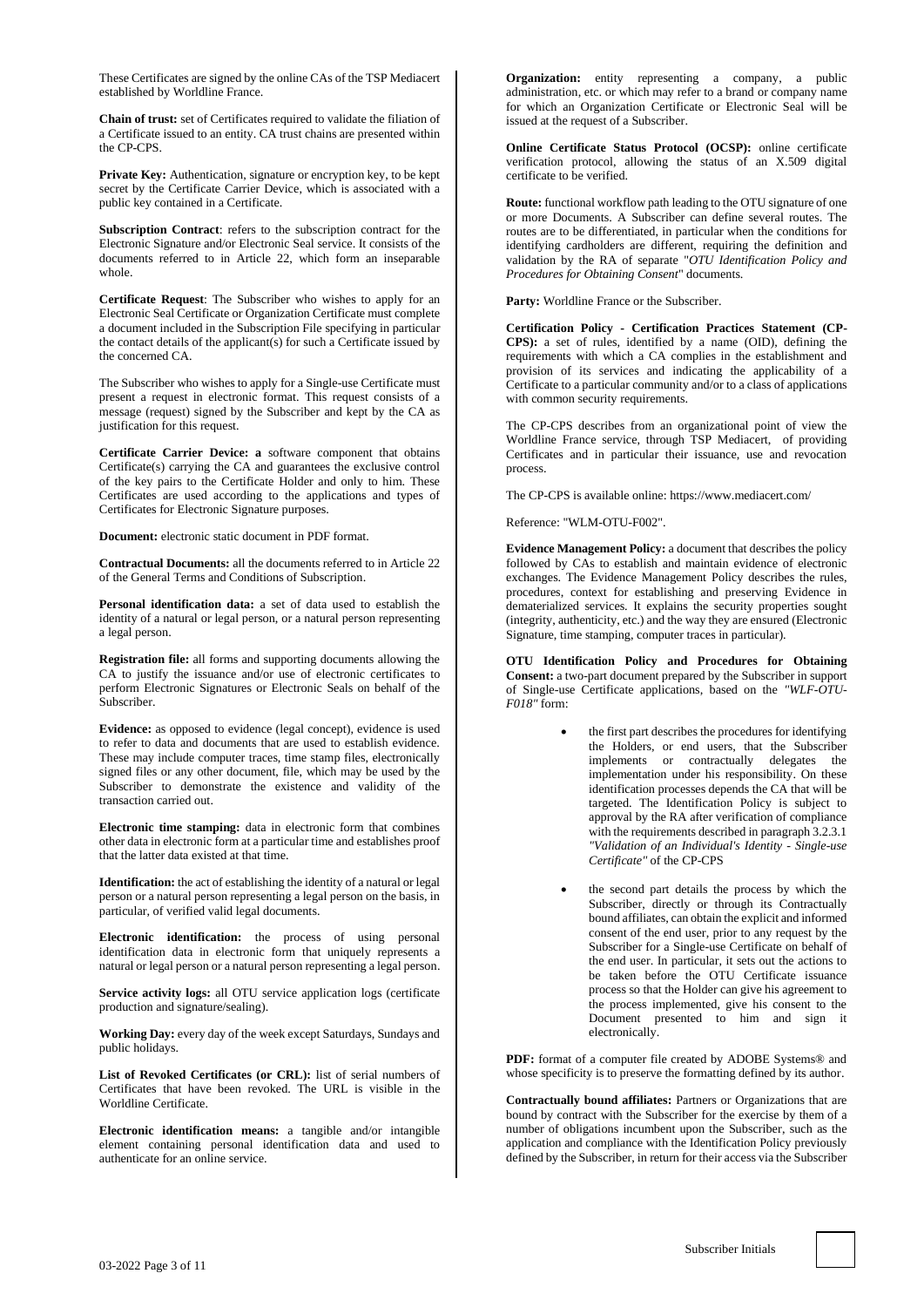These Certificates are signed by the online CAs of the TSP Mediacert established by Worldline France.

**Chain of trust:** set of Certificates required to validate the filiation of a Certificate issued to an entity. CA trust chains are presented within the CP-CPS.

**Private Key:** Authentication, signature or encryption key, to be kept secret by the Certificate Carrier Device, which is associated with a public key contained in a Certificate.

**Subscription Contract**: refers to the subscription contract for the Electronic Signature and/or Electronic Seal service. It consists of the documents referred to in Article 22, which form an inseparable whole.

**Certificate Request**: The Subscriber who wishes to apply for an Electronic Seal Certificate or Organization Certificate must complete a document included in the Subscription File specifying in particular the contact details of the applicant(s) for such a Certificate issued by the concerned CA.

The Subscriber who wishes to apply for a Single-use Certificate must present a request in electronic format. This request consists of a message (request) signed by the Subscriber and kept by the CA as justification for this request.

**Certificate Carrier Device: a** software component that obtains Certificate(s) carrying the CA and guarantees the exclusive control of the key pairs to the Certificate Holder and only to him. These Certificates are used according to the applications and types of Certificates for Electronic Signature purposes.

**Document:** electronic static document in PDF format.

**Contractual Documents:** all the documents referred to in Article 22 of the General Terms and Conditions of Subscription.

**Personal identification data:** a set of data used to establish the identity of a natural or legal person, or a natural person representing a legal person.

**Registration file:** all forms and supporting documents allowing the CA to justify the issuance and/or use of electronic certificates to perform Electronic Signatures or Electronic Seals on behalf of the Subscriber.

**Evidence:** as opposed to evidence (legal concept), evidence is used to refer to data and documents that are used to establish evidence. These may include computer traces, time stamp files, electronically signed files or any other document, file, which may be used by the Subscriber to demonstrate the existence and validity of the transaction carried out.

**Electronic time stamping:** data in electronic form that combines other data in electronic form at a particular time and establishes proof that the latter data existed at that time.

**Identification:** the act of establishing the identity of a natural or legal person or a natural person representing a legal person on the basis, in particular, of verified valid legal documents.

**Electronic identification:** the process of using personal identification data in electronic form that uniquely represents a natural or legal person or a natural person representing a legal person.

**Service activity logs:** all OTU service application logs (certificate production and signature/sealing).

**Working Day:** every day of the week except Saturdays, Sundays and public holidays.

**List of Revoked Certificates (or CRL):** list of serial numbers of Certificates that have been revoked. The URL is visible in the Worldline Certificate.

**Electronic identification means:** a tangible and/or intangible element containing personal identification data and used to authenticate for an online service.

**Organization:** entity representing a company, a public administration, etc. or which may refer to a brand or company name for which an Organization Certificate or Electronic Seal will be issued at the request of a Subscriber.

**Online Certificate Status Protocol (OCSP):** online certificate verification protocol, allowing the status of an X.509 digital certificate to be verified.

**Route:** functional workflow path leading to the OTU signature of one or more Documents. A Subscriber can define several routes. The routes are to be differentiated, in particular when the conditions for identifying cardholders are different, requiring the definition and validation by the RA of separate "*OTU Identification Policy and Procedures for Obtaining Consent*" documents.

**Party:** Worldline France or the Subscriber.

**Certification Policy - Certification Practices Statement (CP-CPS):** a set of rules, identified by a name (OID), defining the requirements with which a CA complies in the establishment and provision of its services and indicating the applicability of a Certificate to a particular community and/or to a class of applications with common security requirements.

The CP-CPS describes from an organizational point of view the Worldline France service, through TSP Mediacert, of providing Certificates and in particular their issuance, use and revocation process.

The CP-CPS is available online: https://www.mediacert.com/

Reference: "WLM-OTU-F002".

**Evidence Management Policy:** a document that describes the policy followed by CAs to establish and maintain evidence of electronic exchanges. The Evidence Management Policy describes the rules, procedures, context for establishing and preserving Evidence in dematerialized services. It explains the security properties sought (integrity, authenticity, etc.) and the way they are ensured (Electronic Signature, time stamping, computer traces in particular).

**OTU Identification Policy and Procedures for Obtaining Consent:** a two-part document prepared by the Subscriber in support of Single-use Certificate applications, based on the *"WLF-OTU-F018"* form:

- the first part describes the procedures for identifying the Holders, or end users, that the Subscriber implements or contractually delegates the implementation under his responsibility. On these identification processes depends the CA that will be targeted. The Identification Policy is subject to approval by the RA after verification of compliance with the requirements described in paragraph 3.2.3.1 *"Validation of an Individual's Identity - Single-use Certificate"* of the CP-CPS

- the second part details the process by which the Subscriber, directly or through its Contractually bound affiliates, can obtain the explicit and informed consent of the end user, prior to any request by the Subscriber for a Single-use Certificate on behalf of the end user. In particular, it sets out the actions to be taken before the OTU Certificate issuance process so that the Holder can give his agreement to the process implemented, give his consent to the Document presented to him and sign it electronically.

**PDF:** format of a computer file created by ADOBE Systems® and whose specificity is to preserve the formatting defined by its author.

**Contractually bound affiliates:** Partners or Organizations that are bound by contract with the Subscriber for the exercise by them of a number of obligations incumbent upon the Subscriber, such as the application and compliance with the Identification Policy previously defined by the Subscriber, in return for their access via the Subscriber

Subscriber Initials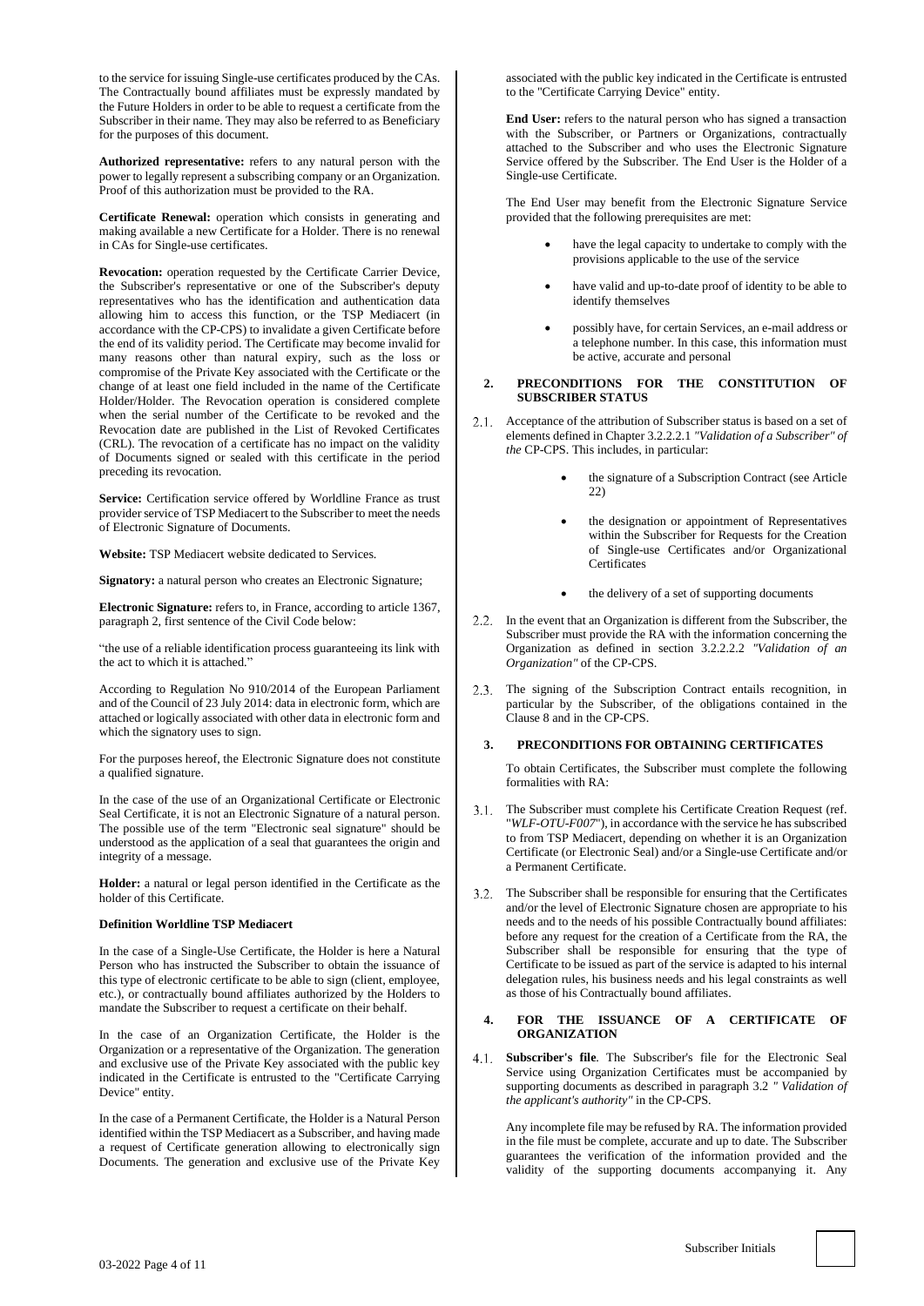to the service for issuing Single-use certificates produced by the CAs. The Contractually bound affiliates must be expressly mandated by the Future Holders in order to be able to request a certificate from the Subscriber in their name. They may also be referred to as Beneficiary for the purposes of this document.

**Authorized representative:** refers to any natural person with the power to legally represent a subscribing company or an Organization. Proof of this authorization must be provided to the RA.

**Certificate Renewal:** operation which consists in generating and making available a new Certificate for a Holder. There is no renewal in CAs for Single-use certificates.

**Revocation:** operation requested by the Certificate Carrier Device, the Subscriber's representative or one of the Subscriber's deputy representatives who has the identification and authentication data allowing him to access this function, or the TSP Mediacert (in accordance with the CP-CPS) to invalidate a given Certificate before the end of its validity period. The Certificate may become invalid for many reasons other than natural expiry, such as the loss or compromise of the Private Key associated with the Certificate or the change of at least one field included in the name of the Certificate Holder/Holder. The Revocation operation is considered complete when the serial number of the Certificate to be revoked and the Revocation date are published in the List of Revoked Certificates (CRL). The revocation of a certificate has no impact on the validity of Documents signed or sealed with this certificate in the period preceding its revocation.

**Service:** Certification service offered by Worldline France as trust provider service of TSP Mediacert to the Subscriber to meet the needs of Electronic Signature of Documents.

**Website:** TSP Mediacert website dedicated to Services.

**Signatory:** a natural person who creates an Electronic Signature;

**Electronic Signature:** refers to, in France, according to article 1367, paragraph 2, first sentence of the Civil Code below:

"the use of a reliable identification process guaranteeing its link with the act to which it is attached."

According to Regulation No 910/2014 of the European Parliament and of the Council of 23 July 2014: data in electronic form, which are attached or logically associated with other data in electronic form and which the signatory uses to sign.

For the purposes hereof, the Electronic Signature does not constitute a qualified signature.

In the case of the use of an Organizational Certificate or Electronic Seal Certificate, it is not an Electronic Signature of a natural person. The possible use of the term "Electronic seal signature" should be understood as the application of a seal that guarantees the origin and integrity of a message.

**Holder:** a natural or legal person identified in the Certificate as the holder of this Certificate.

**Definition Worldline TSP Mediacert**

In the case of a Single-Use Certificate, the Holder is here a Natural Person who has instructed the Subscriber to obtain the issuance of this type of electronic certificate to be able to sign (client, employee, etc.), or contractually bound affiliates authorized by the Holders to mandate the Subscriber to request a certificate on their behalf.

In the case of an Organization Certificate, the Holder is the Organization or a representative of the Organization. The generation and exclusive use of the Private Key associated with the public key indicated in the Certificate is entrusted to the "Certificate Carrying Device" entity.

In the case of a Permanent Certificate, the Holder is a Natural Person identified within the TSP Mediacert as a Subscriber, and having made a request of Certificate generation allowing to electronically sign Documents. The generation and exclusive use of the Private Key associated with the public key indicated in the Certificate is entrusted to the "Certificate Carrying Device" entity.

**End User:** refers to the natural person who has signed a transaction with the Subscriber, or Partners or Organizations, contractually attached to the Subscriber and who uses the Electronic Signature Service offered by the Subscriber. The End User is the Holder of a Single-use Certificate.

The End User may benefit from the Electronic Signature Service provided that the following prerequisites are met:

- have the legal capacity to undertake to comply with the provisions applicable to the use of the service
- have valid and up-to-date proof of identity to be able to identify themselves
- possibly have, for certain Services, an e-mail address or a telephone number. In this case, this information must be active, accurate and personal

## 2. PRECONDITIONS FOR THE CONSTITUTION OF SUBSCRIBER STATUS

2.1. Acceptance of the attribution of Subscriber status is based on a set of elements defined in Chapter 3.2.2.2.1 *"Validation of a Subscriber" of the* CP-CPS. This includes, in particular:

- the signature of a Subscription Contract (see Article 22)
- the designation or appointment of Representatives within the Subscriber for Requests for the Creation of Single-use Certificates and/or Organizational Certificates
- the delivery of a set of supporting documents

2.2. In the event that an Organization is different from the Subscriber, the Subscriber must provide the RA with the information concerning the Organization as defined in section 3.2.2.2.2 *"Validation of an Organization"* of the CP-CPS.

2.3. The signing of the Subscription Contract entails recognition, in particular by the Subscriber, of the obligations contained in the Clause 8 and in the CP-CPS.

## 3. PRECONDITIONS FOR OBTAINING CERTIFICATES

To obtain Certificates, the Subscriber must complete the following formalities with RA:

3.1. The Subscriber must complete his Certificate Creation Request (ref. "*WLF-OTU-F007*"), in accordance with the service he has subscribed to from TSP Mediacert, depending on whether it is an Organization Certificate (or Electronic Seal) and/or a Single-use Certificate and/or a Permanent Certificate.

3.2. The Subscriber shall be responsible for ensuring that the Certificates and/or the level of Electronic Signature chosen are appropriate to his needs and to the needs of his possible Contractually bound affiliates: before any request for the creation of a Certificate from the RA, the Subscriber shall be responsible for ensuring that the type of Certificate to be issued as part of the service is adapted to his internal delegation rules, his business needs and his legal constraints as well as those of his Contractually bound affiliates.

## 4. FOR THE ISSUANCE OF A CERTIFICATE OF ORGANIZATION

4.1. **Subscriber's file**. The Subscriber's file for the Electronic Seal Service using Organization Certificates must be accompanied by supporting documents as described in paragraph 3.2 *" Validation of the applicant's authority"* in the CP-CPS.

Any incomplete file may be refused by RA. The information provided in the file must be complete, accurate and up to date. The Subscriber guarantees the verification of the information provided and the validity of the supporting documents accompanying it. Any

Subscriber Initials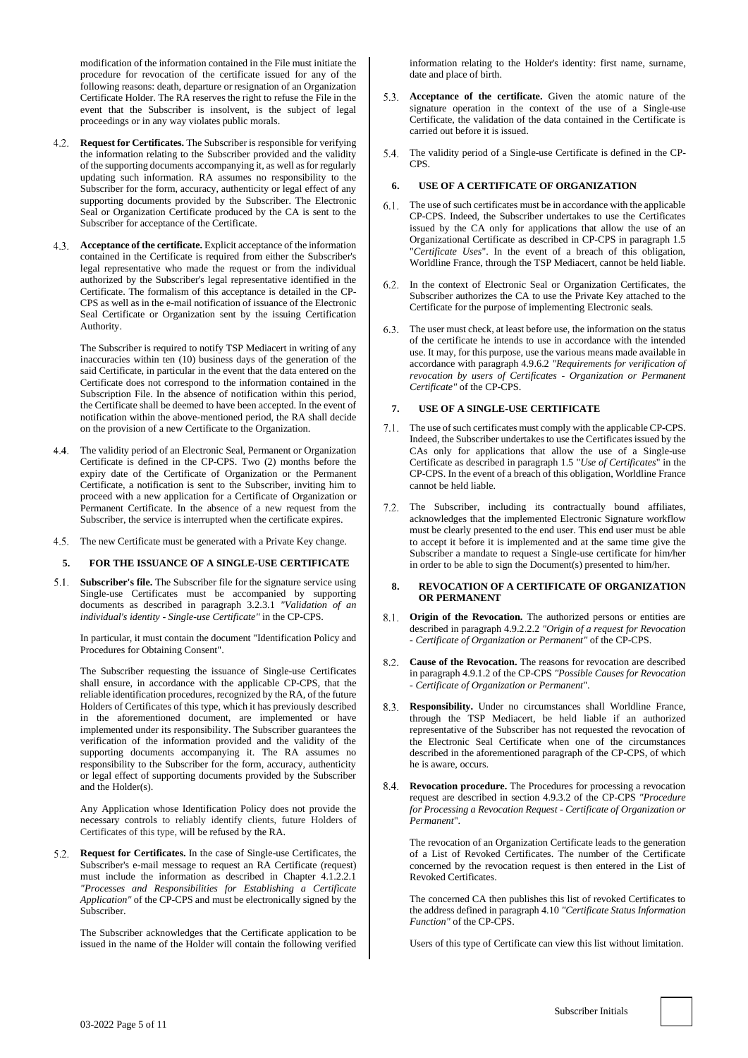modification of the information contained in the File must initiate the procedure for revocation of the certificate issued for any of the following reasons: death, departure or resignation of an Organization Certificate Holder. The RA reserves the right to refuse the File in the event that the Subscriber is insolvent, is the subject of legal proceedings or in any way violates public morals.

4.2. **Request for Certificates.** The Subscriber is responsible for verifying the information relating to the Subscriber provided and the validity of the supporting documents accompanying it, as well as for regularly updating such information. RA assumes no responsibility to the Subscriber for the form, accuracy, authenticity or legal effect of any supporting documents provided by the Subscriber. The Electronic Seal or Organization Certificate produced by the CA is sent to the Subscriber for acceptance of the Certificate.

4.3. **Acceptance of the certificate.** Explicit acceptance of the information contained in the Certificate is required from either the Subscriber's legal representative who made the request or from the individual authorized by the Subscriber's legal representative identified in the Certificate. The formalism of this acceptance is detailed in the CP-CPS as well as in the e-mail notification of issuance of the Electronic Seal Certificate or Organization sent by the issuing Certification Authority.

The Subscriber is required to notify TSP Mediacert in writing of any inaccuracies within ten (10) business days of the generation of the said Certificate, in particular in the event that the data entered on the Certificate does not correspond to the information contained in the Subscription File. In the absence of notification within this period, the Certificate shall be deemed to have been accepted. In the event of notification within the above-mentioned period, the RA shall decide on the provision of a new Certificate to the Organization.

4.4. The validity period of an Electronic Seal, Permanent or Organization Certificate is defined in the CP-CPS. Two (2) months before the expiry date of the Certificate of Organization or the Permanent Certificate, a notification is sent to the Subscriber, inviting him to proceed with a new application for a Certificate of Organization or Permanent Certificate. In the absence of a new request from the Subscriber, the service is interrupted when the certificate expires.

4.5. The new Certificate must be generated with a Private Key change.

## 5. FOR THE ISSUANCE OF A SINGLE-USE CERTIFICATE

5.1. **Subscriber's file.** The Subscriber file for the signature service using Single-use Certificates must be accompanied by supporting documents as described in paragraph 3.2.3.1 *"Validation of an individual's identity - Single-use Certificate"* in the CP-CPS.

In particular, it must contain the document "Identification Policy and Procedures for Obtaining Consent".

The Subscriber requesting the issuance of Single-use Certificates shall ensure, in accordance with the applicable CP-CPS, that the reliable identification procedures, recognized by the RA, of the future Holders of Certificates of this type, which it has previously described in the aforementioned document, are implemented or have implemented under its responsibility. The Subscriber guarantees the verification of the information provided and the validity of the supporting documents accompanying it. The RA assumes no responsibility to the Subscriber for the form, accuracy, authenticity or legal effect of supporting documents provided by the Subscriber and the Holder(s).

Any Application whose Identification Policy does not provide the necessary controls to reliably identify clients, future Holders of Certificates of this type, will be refused by the RA.

5.2. **Request for Certificates.** In the case of Single-use Certificates, the Subscriber's e-mail message to request an RA Certificate (request) must include the information as described in Chapter 4.1.2.2.1 *"Processes and Responsibilities for Establishing a Certificate Application"* of the CP-CPS and must be electronically signed by the Subscriber.

The Subscriber acknowledges that the Certificate application to be issued in the name of the Holder will contain the following verified information relating to the Holder's identity: first name, surname, date and place of birth.

5.3. **Acceptance of the certificate.** Given the atomic nature of the signature operation in the context of the use of a Single-use Certificate, the validation of the data contained in the Certificate is carried out before it is issued.

5.4. The validity period of a Single-use Certificate is defined in the CP-CPS.

## 6. USE OF A CERTIFICATE OF ORGANIZATION

6.1. The use of such certificates must be in accordance with the applicable CP-CPS. Indeed, the Subscriber undertakes to use the Certificates issued by the CA only for applications that allow the use of an Organizational Certificate as described in CP-CPS in paragraph 1.5 "*Certificate Uses*". In the event of a breach of this obligation, Worldline France, through the TSP Mediacert, cannot be held liable.

6.2. In the context of Electronic Seal or Organization Certificates, the Subscriber authorizes the CA to use the Private Key attached to the Certificate for the purpose of implementing Electronic seals.

6.3. The user must check, at least before use, the information on the status of the certificate he intends to use in accordance with the intended use. It may, for this purpose, use the various means made available in accordance with paragraph 4.9.6.2 *"Requirements for verification of revocation by users of Certificates - Organization or Permanent Certificate"* of the CP-CPS.

## 7. USE OF A SINGLE-USE CERTIFICATE

7.1. The use of such certificates must comply with the applicable CP-CPS. Indeed, the Subscriber undertakes to use the Certificates issued by the CAs only for applications that allow the use of a Single-use Certificate as described in paragraph 1.5 "*Use of Certificates*" in the CP-CPS. In the event of a breach of this obligation, Worldline France cannot be held liable.

7.2. The Subscriber, including its contractually bound affiliates, acknowledges that the implemented Electronic Signature workflow must be clearly presented to the end user. This end user must be able to accept it before it is implemented and at the same time give the Subscriber a mandate to request a Single-use certificate for him/her in order to be able to sign the Document(s) presented to him/her.

## 8. REVOCATION OF A CERTIFICATE OF ORGANIZATION OR PERMANENT

8.1. **Origin of the Revocation.** The authorized persons or entities are described in paragraph 4.9.2.2.2 *"Origin of a request for Revocation - Certificate of Organization or Permanent"* of the CP-CPS.

8.2. **Cause of the Revocation.** The reasons for revocation are described in paragraph 4.9.1.2 of the CP-CPS *"Possible Causes for Revocation - Certificate of Organization or Permanent*".

8.3. **Responsibility.** Under no circumstances shall Worldline France, through the TSP Mediacert, be held liable if an authorized representative of the Subscriber has not requested the revocation of the Electronic Seal Certificate when one of the circumstances described in the aforementioned paragraph of the CP-CPS, of which he is aware, occurs.

8.4. **Revocation procedure.** The Procedures for processing a revocation request are described in section 4.9.3.2 of the CP-CPS *"Procedure for Processing a Revocation Request - Certificate of Organization or Permanent*".

The revocation of an Organization Certificate leads to the generation of a List of Revoked Certificates. The number of the Certificate concerned by the revocation request is then entered in the List of Revoked Certificates.

The concerned CA then publishes this list of revoked Certificates to the address defined in paragraph 4.10 *"Certificate Status Information Function"* of the CP-CPS.

Users of this type of Certificate can view this list without limitation.

Subscriber Initials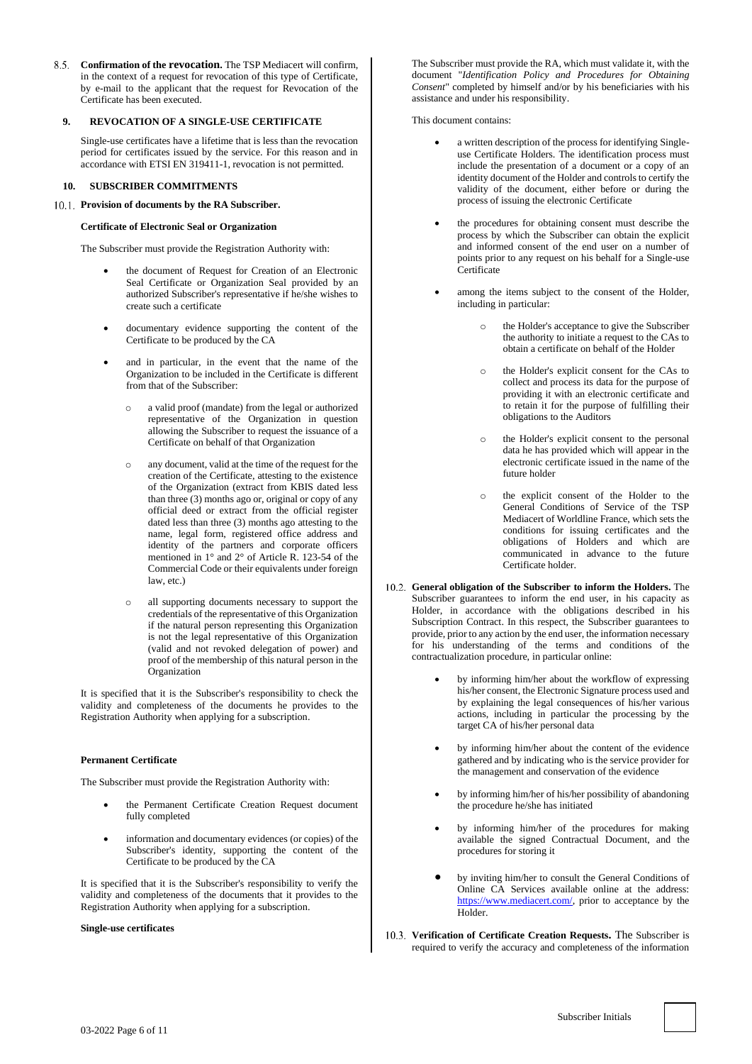8.5. **Confirmation of the revocation.** The TSP Mediacert will confirm, in the context of a request for revocation of this type of Certificate, by e-mail to the applicant that the request for Revocation of the Certificate has been executed.

## 9. REVOCATION OF A SINGLE-USE CERTIFICATE

Single-use certificates have a lifetime that is less than the revocation period for certificates issued by the service. For this reason and in accordance with ETSI EN 319411-1, revocation is not permitted.

## 10. SUBSCRIBER COMMITMENTS

10.1. **Provision of documents by the RA Subscriber.**

**Certificate of Electronic Seal or Organization**

The Subscriber must provide the Registration Authority with:

- the document of Request for Creation of an Electronic Seal Certificate or Organization Seal provided by an authorized Subscriber's representative if he/she wishes to create such a certificate
- documentary evidence supporting the content of the Certificate to be produced by the CA
- and in particular, in the event that the name of the Organization to be included in the Certificate is different from that of the Subscriber:
  - a valid proof (mandate) from the legal or authorized representative of the Organization in question allowing the Subscriber to request the issuance of a Certificate on behalf of that Organization
  - any document, valid at the time of the request for the creation of the Certificate, attesting to the existence of the Organization (extract from KBIS dated less than three (3) months ago or, original or copy of any official deed or extract from the official register dated less than three (3) months ago attesting to the name, legal form, registered office address and identity of the partners and corporate officers mentioned in 1° and 2° of Article R. 123-54 of the Commercial Code or their equivalents under foreign law, etc.)
  - all supporting documents necessary to support the credentials of the representative of this Organization if the natural person representing this Organization is not the legal representative of this Organization (valid and not revoked delegation of power) and proof of the membership of this natural person in the Organization

It is specified that it is the Subscriber's responsibility to check the validity and completeness of the documents he provides to the Registration Authority when applying for a subscription.

**Permanent Certificate**

The Subscriber must provide the Registration Authority with:

- the Permanent Certificate Creation Request document fully completed
- information and documentary evidences (or copies) of the Subscriber's identity, supporting the content of the Certificate to be produced by the CA

It is specified that it is the Subscriber's responsibility to verify the validity and completeness of the documents that it provides to the Registration Authority when applying for a subscription.

**Single-use certificates**

The Subscriber must provide the RA, which must validate it, with the document "*Identification Policy and Procedures for Obtaining Consent*" completed by himself and/or by his beneficiaries with his assistance and under his responsibility.

This document contains:

- a written description of the process for identifying Single-use Certificate Holders. The identification process must include the presentation of a document or a copy of an identity document of the Holder and controls to certify the validity of the document, either before or during the process of issuing the electronic Certificate
- the procedures for obtaining consent must describe the process by which the Subscriber can obtain the explicit and informed consent of the end user on a number of points prior to any request on his behalf for a Single-use Certificate
- among the items subject to the consent of the Holder, including in particular:
  - the Holder's acceptance to give the Subscriber the authority to initiate a request to the CAs to obtain a certificate on behalf of the Holder
  - the Holder's explicit consent for the CAs to collect and process its data for the purpose of providing it with an electronic certificate and to retain it for the purpose of fulfilling their obligations to the Auditors
  - the Holder's explicit consent to the personal data he has provided which will appear in the electronic certificate issued in the name of the future holder
  - the explicit consent of the Holder to the General Conditions of Service of the TSP Mediacert of Worldline France, which sets the conditions for issuing certificates and the obligations of Holders and which are communicated in advance to the future Certificate holder.

10.2. **General obligation of the Subscriber to inform the Holders.** The Subscriber guarantees to inform the end user, in his capacity as Holder, in accordance with the obligations described in his Subscription Contract. In this respect, the Subscriber guarantees to provide, prior to any action by the end user, the information necessary for his understanding of the terms and conditions of the contractualization procedure, in particular online:

- by informing him/her about the workflow of expressing his/her consent, the Electronic Signature process used and by explaining the legal consequences of his/her various actions, including in particular the processing by the target CA of his/her personal data
- by informing him/her about the content of the evidence gathered and by indicating who is the service provider for the management and conservation of the evidence
- by informing him/her of his/her possibility of abandoning the procedure he/she has initiated
- by informing him/her of the procedures for making available the signed Contractual Document, and the procedures for storing it
- by inviting him/her to consult the General Conditions of Online CA Services available online at the address: https://www.mediacert.com/, prior to acceptance by the Holder.

10.3. **Verification of Certificate Creation Requests.** The Subscriber is required to verify the accuracy and completeness of the information

Subscriber Initials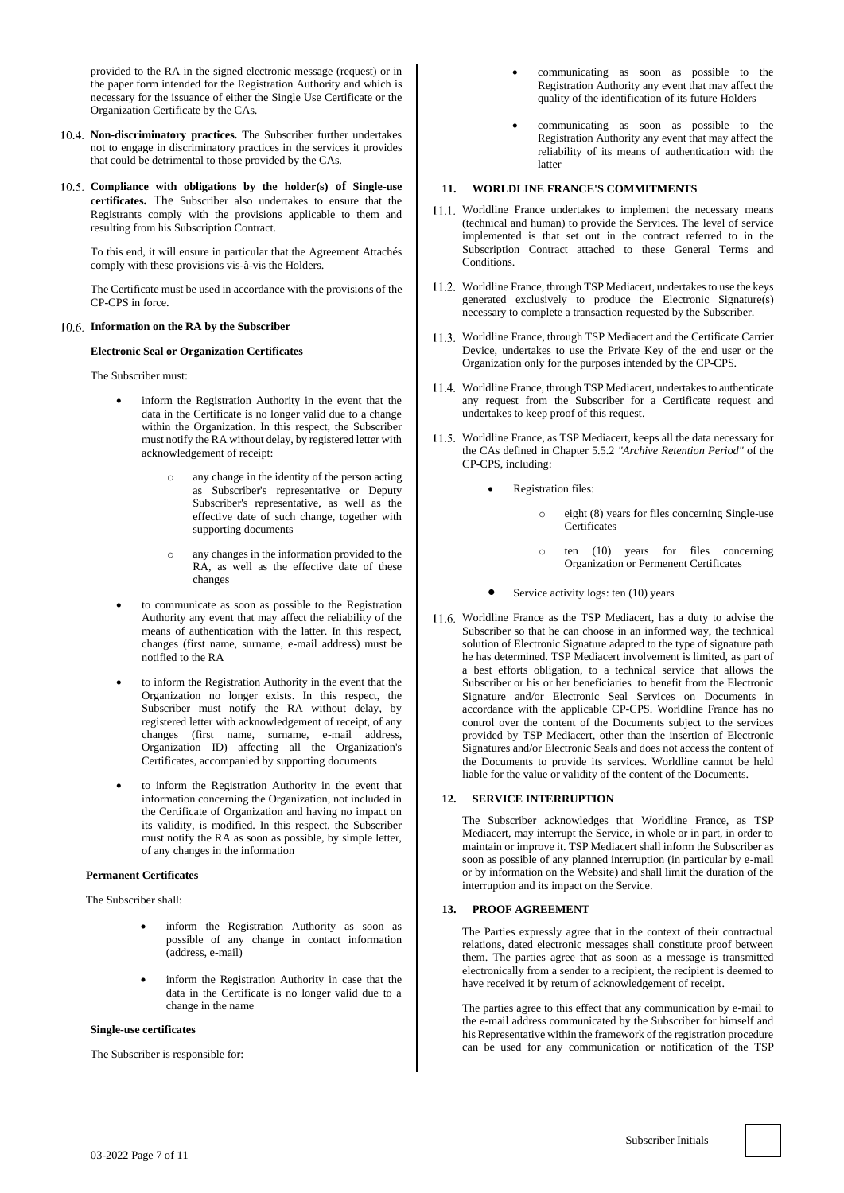provided to the RA in the signed electronic message (request) or in the paper form intended for the Registration Authority and which is necessary for the issuance of either the Single Use Certificate or the Organization Certificate by the CAs.

10.4. **Non-discriminatory practices.** The Subscriber further undertakes not to engage in discriminatory practices in the services it provides that could be detrimental to those provided by the CAs.

10.5. **Compliance with obligations by the holder(s) of Single-use certificates.** The Subscriber also undertakes to ensure that the Registrants comply with the provisions applicable to them and resulting from his Subscription Contract.

To this end, it will ensure in particular that the Agreement Attachés comply with these provisions vis-à-vis the Holders.

The Certificate must be used in accordance with the provisions of the CP-CPS in force.

10.6. **Information on the RA by the Subscriber**

**Electronic Seal or Organization Certificates**

The Subscriber must:

- inform the Registration Authority in the event that the data in the Certificate is no longer valid due to a change within the Organization. In this respect, the Subscriber must notify the RA without delay, by registered letter with acknowledgement of receipt:
  - any change in the identity of the person acting as Subscriber's representative or Deputy Subscriber's representative, as well as the effective date of such change, together with supporting documents
  - any changes in the information provided to the RA, as well as the effective date of these changes
- to communicate as soon as possible to the Registration Authority any event that may affect the reliability of the means of authentication with the latter. In this respect, changes (first name, surname, e-mail address) must be notified to the RA
- to inform the Registration Authority in the event that the Organization no longer exists. In this respect, the Subscriber must notify the RA without delay, by registered letter with acknowledgement of receipt, of any changes (first name, surname, e-mail address, Organization ID) affecting all the Organization's Certificates, accompanied by supporting documents
- to inform the Registration Authority in the event that information concerning the Organization, not included in the Certificate of Organization and having no impact on its validity, is modified. In this respect, the Subscriber must notify the RA as soon as possible, by simple letter, of any changes in the information

**Permanent Certificates**

The Subscriber shall:

- inform the Registration Authority as soon as possible of any change in contact information (address, e-mail)
- inform the Registration Authority in case that the data in the Certificate is no longer valid due to a change in the name

**Single-use certificates**

The Subscriber is responsible for:

- communicating as soon as possible to the Registration Authority any event that may affect the quality of the identification of its future Holders
- communicating as soon as possible to the Registration Authority any event that may affect the reliability of its means of authentication with the latter

## 11. WORLDLINE FRANCE'S COMMITMENTS

11.1. Worldline France undertakes to implement the necessary means (technical and human) to provide the Services. The level of service implemented is that set out in the contract referred to in the Subscription Contract attached to these General Terms and Conditions.

11.2. Worldline France, through TSP Mediacert, undertakes to use the keys generated exclusively to produce the Electronic Signature(s) necessary to complete a transaction requested by the Subscriber.

11.3. Worldline France, through TSP Mediacert and the Certificate Carrier Device, undertakes to use the Private Key of the end user or the Organization only for the purposes intended by the CP-CPS.

11.4. Worldline France, through TSP Mediacert, undertakes to authenticate any request from the Subscriber for a Certificate request and undertakes to keep proof of this request.

11.5. Worldline France, as TSP Mediacert, keeps all the data necessary for the CAs defined in Chapter 5.5.2 *"Archive Retention Period"* of the CP-CPS, including:

- Registration files:
  - eight (8) years for files concerning Single-use Certificates
  - ten (10) years for files concerning Organization or Permenent Certificates
- Service activity logs: ten (10) years

11.6. Worldline France as the TSP Mediacert, has a duty to advise the Subscriber so that he can choose in an informed way, the technical solution of Electronic Signature adapted to the type of signature path he has determined. TSP Mediacert involvement is limited, as part of a best efforts obligation, to a technical service that allows the Subscriber or his or her beneficiaries to benefit from the Electronic Signature and/or Electronic Seal Services on Documents in accordance with the applicable CP-CPS. Worldline France has no control over the content of the Documents subject to the services provided by TSP Mediacert, other than the insertion of Electronic Signatures and/or Electronic Seals and does not access the content of the Documents to provide its services. Worldline cannot be held liable for the value or validity of the content of the Documents.

## 12. SERVICE INTERRUPTION

The Subscriber acknowledges that Worldline France, as TSP Mediacert, may interrupt the Service, in whole or in part, in order to maintain or improve it. TSP Mediacert shall inform the Subscriber as soon as possible of any planned interruption (in particular by e-mail or by information on the Website) and shall limit the duration of the interruption and its impact on the Service.

## 13. PROOF AGREEMENT

The Parties expressly agree that in the context of their contractual relations, dated electronic messages shall constitute proof between them. The parties agree that as soon as a message is transmitted electronically from a sender to a recipient, the recipient is deemed to have received it by return of acknowledgement of receipt.

The parties agree to this effect that any communication by e-mail to the e-mail address communicated by the Subscriber for himself and his Representative within the framework of the registration procedure can be used for any communication or notification of the TSP

Subscriber Initials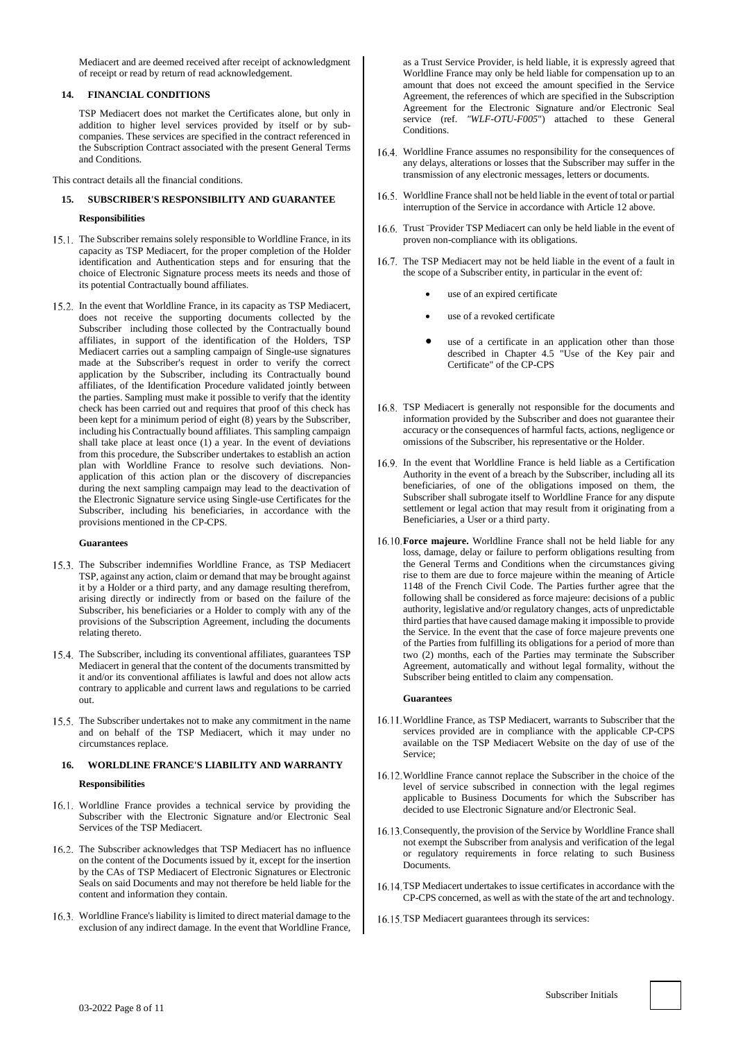Mediacert and are deemed received after receipt of acknowledgment of receipt or read by return of read acknowledgement.

## 14. FINANCIAL CONDITIONS

TSP Mediacert does not market the Certificates alone, but only in addition to higher level services provided by itself or by sub-companies. These services are specified in the contract referenced in the Subscription Contract associated with the present General Terms and Conditions.

This contract details all the financial conditions.

## 15. SUBSCRIBER'S RESPONSIBILITY AND GUARANTEE

**Responsibilities**

15.1. The Subscriber remains solely responsible to Worldline France, in its capacity as TSP Mediacert, for the proper completion of the Holder identification and Authentication steps and for ensuring that the choice of Electronic Signature process meets its needs and those of its potential Contractually bound affiliates.

15.2. In the event that Worldline France, in its capacity as TSP Mediacert, does not receive the supporting documents collected by the Subscriber including those collected by the Contractually bound affiliates, in support of the identification of the Holders, TSP Mediacert carries out a sampling campaign of Single-use signatures made at the Subscriber's request in order to verify the correct application by the Subscriber, including its Contractually bound affiliates, of the Identification Procedure validated jointly between the parties. Sampling must make it possible to verify that the identity check has been carried out and requires that proof of this check has been kept for a minimum period of eight (8) years by the Subscriber, including his Contractually bound affiliates. This sampling campaign shall take place at least once (1) a year. In the event of deviations from this procedure, the Subscriber undertakes to establish an action plan with Worldline France to resolve such deviations. Non-application of this action plan or the discovery of discrepancies during the next sampling campaign may lead to the deactivation of the Electronic Signature service using Single-use Certificates for the Subscriber, including his beneficiaries, in accordance with the provisions mentioned in the CP-CPS.

**Guarantees**

15.3. The Subscriber indemnifies Worldline France, as TSP Mediacert TSP, against any action, claim or demand that may be brought against it by a Holder or a third party, and any damage resulting therefrom, arising directly or indirectly from or based on the failure of the Subscriber, his beneficiaries or a Holder to comply with any of the provisions of the Subscription Agreement, including the documents relating thereto.

15.4. The Subscriber, including its conventional affiliates, guarantees TSP Mediacert in general that the content of the documents transmitted by it and/or its conventional affiliates is lawful and does not allow acts contrary to applicable and current laws and regulations to be carried out.

15.5. The Subscriber undertakes not to make any commitment in the name and on behalf of the TSP Mediacert, which it may under no circumstances replace.

## 16. WORLDLINE FRANCE'S LIABILITY AND WARRANTY

**Responsibilities**

16.1. Worldline France provides a technical service by providing the Subscriber with the Electronic Signature and/or Electronic Seal Services of the TSP Mediacert.

16.2. The Subscriber acknowledges that TSP Mediacert has no influence on the content of the Documents issued by it, except for the insertion by the CAs of TSP Mediacert of Electronic Signatures or Electronic Seals on said Documents and may not therefore be held liable for the content and information they contain.

16.3. Worldline France's liability is limited to direct material damage to the exclusion of any indirect damage. In the event that Worldline France, as a Trust Service Provider, is held liable, it is expressly agreed that Worldline France may only be held liable for compensation up to an amount that does not exceed the amount specified in the Service Agreement, the references of which are specified in the Subscription Agreement for the Electronic Signature and/or Electronic Seal service (ref. *"WLF-OTU-F005"*) attached to these General Conditions.

16.4. Worldline France assumes no responsibility for the consequences of any delays, alterations or losses that the Subscriber may suffer in the transmission of any electronic messages, letters or documents.

16.5. Worldline France shall not be held liable in the event of total or partial interruption of the Service in accordance with Article 12 above.

16.6. Trust ¨Provider TSP Mediacert can only be held liable in the event of proven non-compliance with its obligations.

16.7. The TSP Mediacert may not be held liable in the event of a fault in the scope of a Subscriber entity, in particular in the event of:

- use of an expired certificate
- use of a revoked certificate
- use of a certificate in an application other than those described in Chapter 4.5 "Use of the Key pair and Certificate" of the CP-CPS

16.8. TSP Mediacert is generally not responsible for the documents and information provided by the Subscriber and does not guarantee their accuracy or the consequences of harmful facts, actions, negligence or omissions of the Subscriber, his representative or the Holder.

16.9. In the event that Worldline France is held liable as a Certification Authority in the event of a breach by the Subscriber, including all its beneficiaries, of one of the obligations imposed on them, the Subscriber shall subrogate itself to Worldline France for any dispute settlement or legal action that may result from it originating from a Beneficiaries, a User or a third party.

16.10. **Force majeure.** Worldline France shall not be held liable for any loss, damage, delay or failure to perform obligations resulting from the General Terms and Conditions when the circumstances giving rise to them are due to force majeure within the meaning of Article 1148 of the French Civil Code. The Parties further agree that the following shall be considered as force majeure: decisions of a public authority, legislative and/or regulatory changes, acts of unpredictable third parties that have caused damage making it impossible to provide the Service. In the event that the case of force majeure prevents one of the Parties from fulfilling its obligations for a period of more than two (2) months, each of the Parties may terminate the Subscriber Agreement, automatically and without legal formality, without the Subscriber being entitled to claim any compensation.

**Guarantees**

16.11. Worldline France, as TSP Mediacert, warrants to Subscriber that the services provided are in compliance with the applicable CP-CPS available on the TSP Mediacert Website on the day of use of the Service;

16.12. Worldline France cannot replace the Subscriber in the choice of the level of service subscribed in connection with the legal regimes applicable to Business Documents for which the Subscriber has decided to use Electronic Signature and/or Electronic Seal.

16.13. Consequently, the provision of the Service by Worldline France shall not exempt the Subscriber from analysis and verification of the legal or regulatory requirements in force relating to such Business Documents.

16.14. TSP Mediacert undertakes to issue certificates in accordance with the CP-CPS concerned, as well as with the state of the art and technology.

16.15. TSP Mediacert guarantees through its services:

Subscriber Initials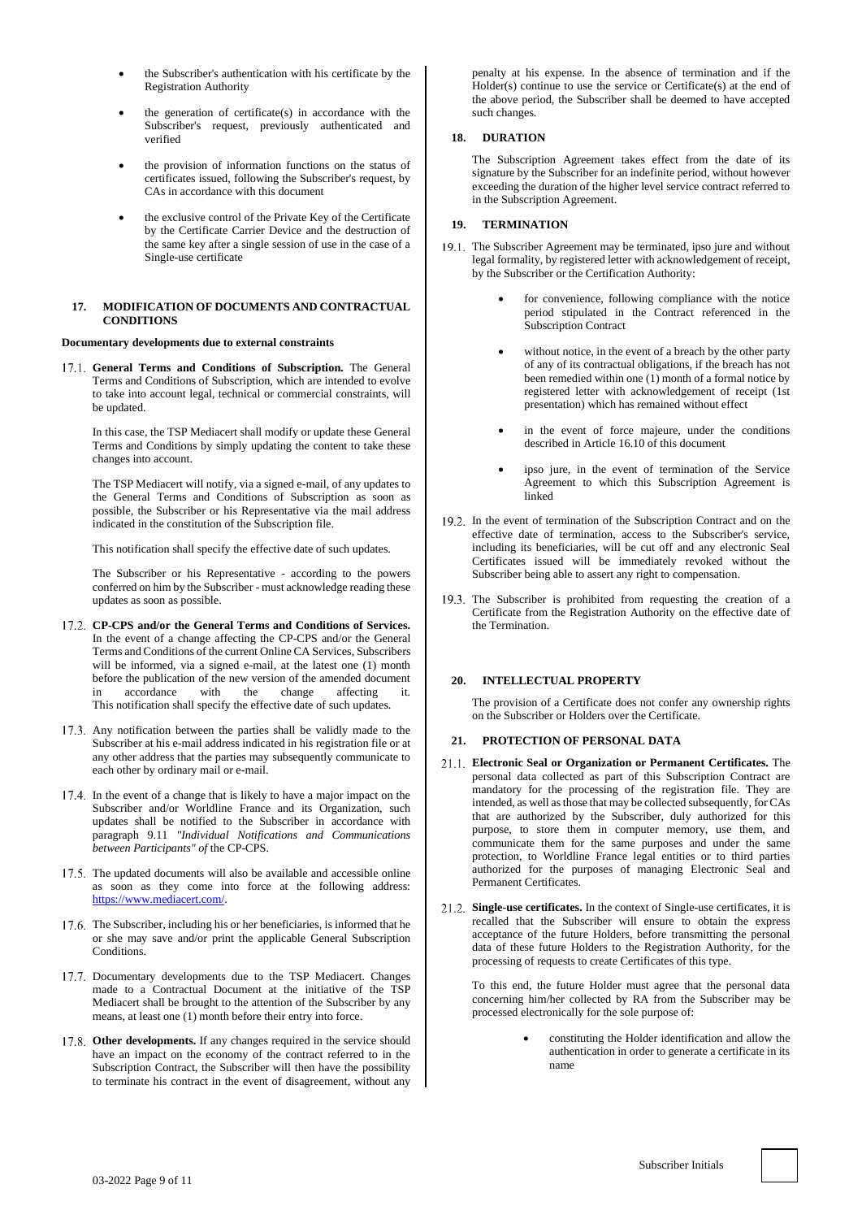- the Subscriber's authentication with his certificate by the Registration Authority
- the generation of certificate(s) in accordance with the Subscriber's request, previously authenticated and verified
- the provision of information functions on the status of certificates issued, following the Subscriber's request, by CAs in accordance with this document
- the exclusive control of the Private Key of the Certificate by the Certificate Carrier Device and the destruction of the same key after a single session of use in the case of a Single-use certificate

## 17. MODIFICATION OF DOCUMENTS AND CONTRACTUAL CONDITIONS

**Documentary developments due to external constraints**

17.1. **General Terms and Conditions of Subscription.** The General Terms and Conditions of Subscription, which are intended to evolve to take into account legal, technical or commercial constraints, will be updated.

In this case, the TSP Mediacert shall modify or update these General Terms and Conditions by simply updating the content to take these changes into account.

The TSP Mediacert will notify, via a signed e-mail, of any updates to the General Terms and Conditions of Subscription as soon as possible, the Subscriber or his Representative via the mail address indicated in the constitution of the Subscription file.

This notification shall specify the effective date of such updates.

The Subscriber or his Representative - according to the powers conferred on him by the Subscriber - must acknowledge reading these updates as soon as possible.

17.2. **CP-CPS and/or the General Terms and Conditions of Services.** In the event of a change affecting the CP-CPS and/or the General Terms and Conditions of the current Online CA Services, Subscribers will be informed, via a signed e-mail, at the latest one (1) month before the publication of the new version of the amended document in accordance with the change affecting it. This notification shall specify the effective date of such updates.

17.3. Any notification between the parties shall be validly made to the Subscriber at his e-mail address indicated in his registration file or at any other address that the parties may subsequently communicate to each other by ordinary mail or e-mail.

17.4. In the event of a change that is likely to have a major impact on the Subscriber and/or Worldline France and its Organization, such updates shall be notified to the Subscriber in accordance with paragraph 9.11 *"Individual Notifications and Communications between Participants" of* the CP-CPS.

17.5. The updated documents will also be available and accessible online as soon as they come into force at the following address: https://www.mediacert.com/.

17.6. The Subscriber, including his or her beneficiaries, is informed that he or she may save and/or print the applicable General Subscription Conditions.

17.7. Documentary developments due to the TSP Mediacert. Changes made to a Contractual Document at the initiative of the TSP Mediacert shall be brought to the attention of the Subscriber by any means, at least one (1) month before their entry into force.

17.8. **Other developments.** If any changes required in the service should have an impact on the economy of the contract referred to in the Subscription Contract, the Subscriber will then have the possibility to terminate his contract in the event of disagreement, without any penalty at his expense. In the absence of termination and if the Holder(s) continue to use the service or Certificate(s) at the end of the above period, the Subscriber shall be deemed to have accepted such changes.

## 18. DURATION

The Subscription Agreement takes effect from the date of its signature by the Subscriber for an indefinite period, without however exceeding the duration of the higher level service contract referred to in the Subscription Agreement.

## 19. TERMINATION

19.1. The Subscriber Agreement may be terminated, ipso jure and without legal formality, by registered letter with acknowledgement of receipt, by the Subscriber or the Certification Authority:

- for convenience, following compliance with the notice period stipulated in the Contract referenced in the Subscription Contract
- without notice, in the event of a breach by the other party of any of its contractual obligations, if the breach has not been remedied within one (1) month of a formal notice by registered letter with acknowledgement of receipt (1st presentation) which has remained without effect
- in the event of force majeure, under the conditions described in Article 16.10 of this document
- ipso jure, in the event of termination of the Service Agreement to which this Subscription Agreement is linked

19.2. In the event of termination of the Subscription Contract and on the effective date of termination, access to the Subscriber's service, including its beneficiaries, will be cut off and any electronic Seal Certificates issued will be immediately revoked without the Subscriber being able to assert any right to compensation.

19.3. The Subscriber is prohibited from requesting the creation of a Certificate from the Registration Authority on the effective date of the Termination.

## 20. INTELLECTUAL PROPERTY

The provision of a Certificate does not confer any ownership rights on the Subscriber or Holders over the Certificate.

## 21. PROTECTION OF PERSONAL DATA

21.1. **Electronic Seal or Organization or Permanent Certificates.** The personal data collected as part of this Subscription Contract are mandatory for the processing of the registration file. They are intended, as well as those that may be collected subsequently, for CAs that are authorized by the Subscriber, duly authorized for this purpose, to store them in computer memory, use them, and communicate them for the same purposes and under the same protection, to Worldline France legal entities or to third parties authorized for the purposes of managing Electronic Seal and Permanent Certificates.

21.2. **Single-use certificates.** In the context of Single-use certificates, it is recalled that the Subscriber will ensure to obtain the express acceptance of the future Holders, before transmitting the personal data of these future Holders to the Registration Authority, for the processing of requests to create Certificates of this type.

To this end, the future Holder must agree that the personal data concerning him/her collected by RA from the Subscriber may be processed electronically for the sole purpose of:

- constituting the Holder identification and allow the authentication in order to generate a certificate in its name

Subscriber Initials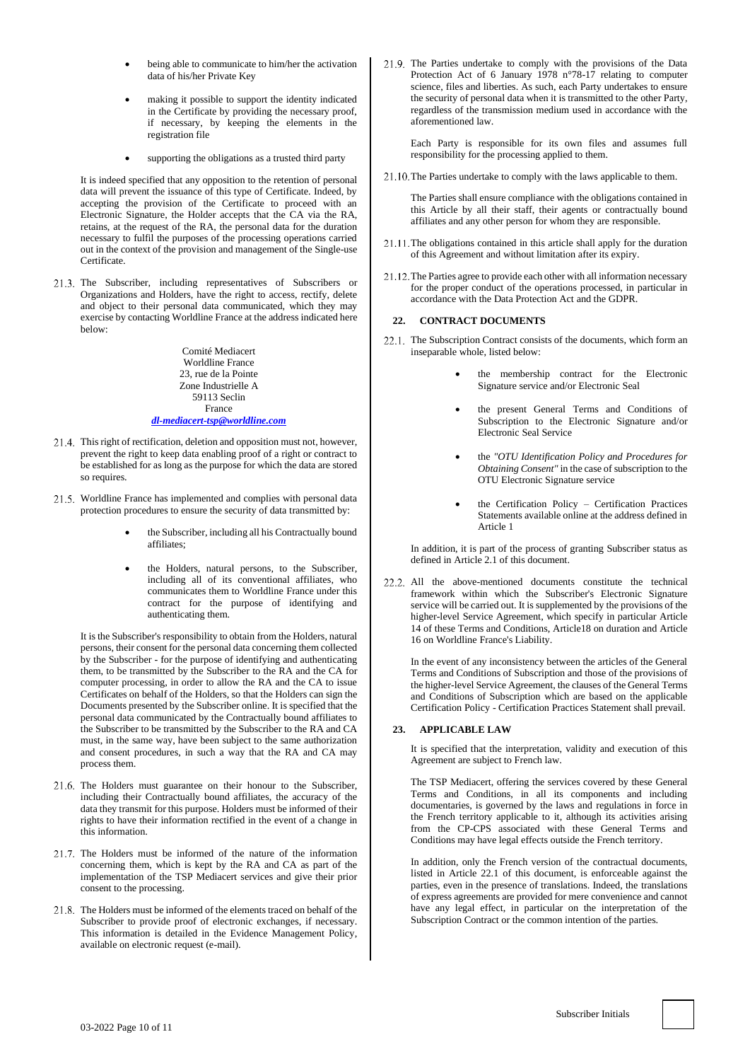- being able to communicate to him/her the activation data of his/her Private Key
- making it possible to support the identity indicated in the Certificate by providing the necessary proof, if necessary, by keeping the elements in the registration file
- supporting the obligations as a trusted third party

It is indeed specified that any opposition to the retention of personal data will prevent the issuance of this type of Certificate. Indeed, by accepting the provision of the Certificate to proceed with an Electronic Signature, the Holder accepts that the CA via the RA, retains, at the request of the RA, the personal data for the duration necessary to fulfil the purposes of the processing operations carried out in the context of the provision and management of the Single-use Certificate.

21.3. The Subscriber, including representatives of Subscribers or Organizations and Holders, have the right to access, rectify, delete and object to their personal data communicated, which they may exercise by contacting Worldline France at the address indicated here below:

Comité Mediacert
Worldline France
23, rue de la Pointe
Zone Industrielle A
59113 Seclin
France
***dl-mediacert-tsp@worldline.com***

21.4. This right of rectification, deletion and opposition must not, however, prevent the right to keep data enabling proof of a right or contract to be established for as long as the purpose for which the data are stored so requires.

21.5. Worldline France has implemented and complies with personal data protection procedures to ensure the security of data transmitted by:

- the Subscriber, including all his Contractually bound affiliates;
- the Holders, natural persons, to the Subscriber, including all of its conventional affiliates, who communicates them to Worldline France under this contract for the purpose of identifying and authenticating them.

It is the Subscriber's responsibility to obtain from the Holders, natural persons, their consent for the personal data concerning them collected by the Subscriber - for the purpose of identifying and authenticating them, to be transmitted by the Subscriber to the RA and the CA for computer processing, in order to allow the RA and the CA to issue Certificates on behalf of the Holders, so that the Holders can sign the Documents presented by the Subscriber online. It is specified that the personal data communicated by the Contractually bound affiliates to the Subscriber to be transmitted by the Subscriber to the RA and CA must, in the same way, have been subject to the same authorization and consent procedures, in such a way that the RA and CA may process them.

21.6. The Holders must guarantee on their honour to the Subscriber, including their Contractually bound affiliates, the accuracy of the data they transmit for this purpose. Holders must be informed of their rights to have their information rectified in the event of a change in this information.

21.7. The Holders must be informed of the nature of the information concerning them, which is kept by the RA and CA as part of the implementation of the TSP Mediacert services and give their prior consent to the processing.

21.8. The Holders must be informed of the elements traced on behalf of the Subscriber to provide proof of electronic exchanges, if necessary. This information is detailed in the Evidence Management Policy, available on electronic request (e-mail).

21.9. The Parties undertake to comply with the provisions of the Data Protection Act of 6 January 1978 n°78-17 relating to computer science, files and liberties. As such, each Party undertakes to ensure the security of personal data when it is transmitted to the other Party, regardless of the transmission medium used in accordance with the aforementioned law.

Each Party is responsible for its own files and assumes full responsibility for the processing applied to them.

21.10. The Parties undertake to comply with the laws applicable to them.

The Parties shall ensure compliance with the obligations contained in this Article by all their staff, their agents or contractually bound affiliates and any other person for whom they are responsible.

21.11. The obligations contained in this article shall apply for the duration of this Agreement and without limitation after its expiry.

21.12. The Parties agree to provide each other with all information necessary for the proper conduct of the operations processed, in particular in accordance with the Data Protection Act and the GDPR.

## 22. CONTRACT DOCUMENTS

22.1. The Subscription Contract consists of the documents, which form an inseparable whole, listed below:

- the membership contract for the Electronic Signature service and/or Electronic Seal
- the present General Terms and Conditions of Subscription to the Electronic Signature and/or Electronic Seal Service
- the *"OTU Identification Policy and Procedures for Obtaining Consent"* in the case of subscription to the OTU Electronic Signature service
- the Certification Policy – Certification Practices Statements available online at the address defined in Article 1

In addition, it is part of the process of granting Subscriber status as defined in Article 2.1 of this document.

22.2. All the above-mentioned documents constitute the technical framework within which the Subscriber's Electronic Signature service will be carried out. It is supplemented by the provisions of the higher-level Service Agreement, which specify in particular Article 14 of these Terms and Conditions, Article18 on duration and Article 16 on Worldline France's Liability.

In the event of any inconsistency between the articles of the General Terms and Conditions of Subscription and those of the provisions of the higher-level Service Agreement, the clauses of the General Terms and Conditions of Subscription which are based on the applicable Certification Policy - Certification Practices Statement shall prevail.

## 23. APPLICABLE LAW

It is specified that the interpretation, validity and execution of this Agreement are subject to French law.

The TSP Mediacert, offering the services covered by these General Terms and Conditions, in all its components and including documentaries, is governed by the laws and regulations in force in the French territory applicable to it, although its activities arising from the CP-CPS associated with these General Terms and Conditions may have legal effects outside the French territory.

In addition, only the French version of the contractual documents, listed in Article 22.1 of this document, is enforceable against the parties, even in the presence of translations. Indeed, the translations of express agreements are provided for mere convenience and cannot have any legal effect, in particular on the interpretation of the Subscription Contract or the common intention of the parties.

Subscriber Initials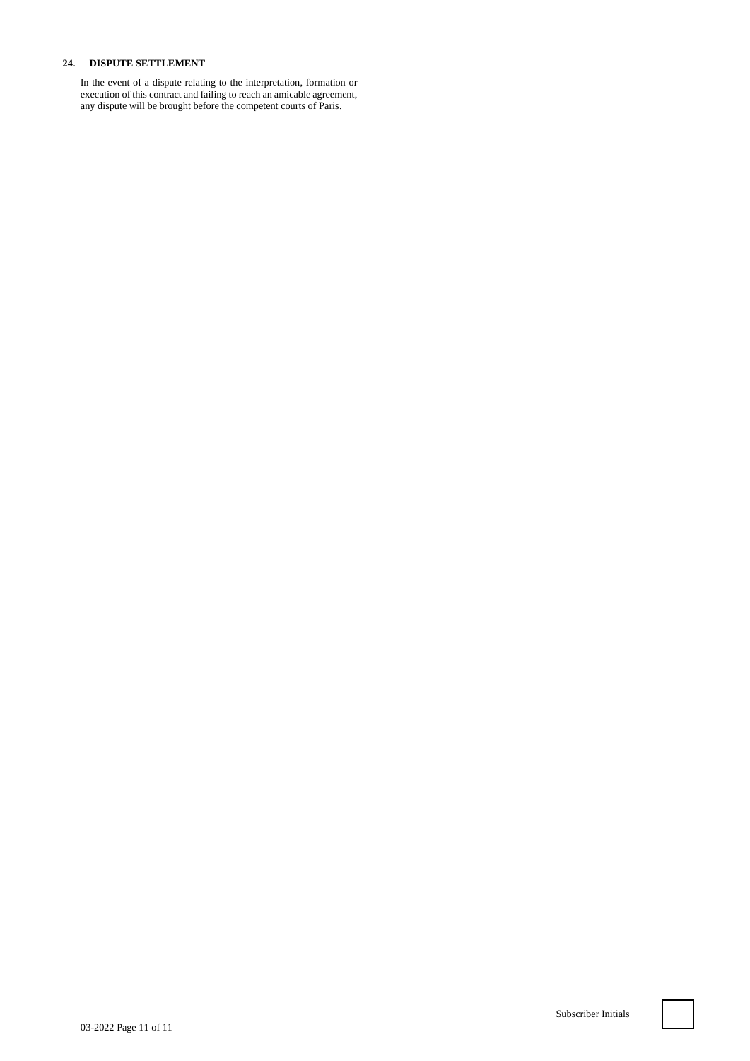## 24. DISPUTE SETTLEMENT

In the event of a dispute relating to the interpretation, formation or execution of this contract and failing to reach an amicable agreement, any dispute will be brought before the competent courts of Paris.

Subscriber Initials